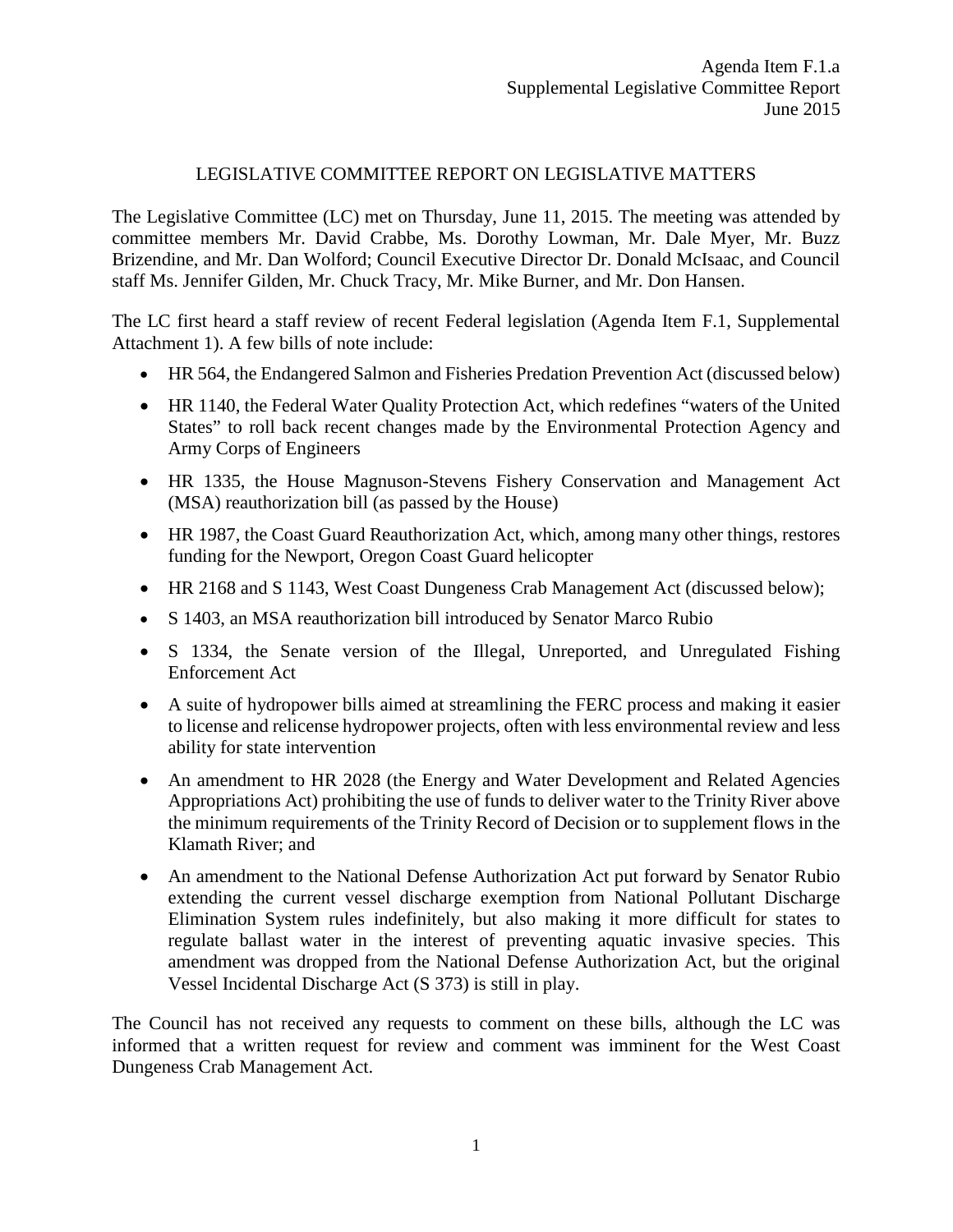Agenda Item F.1.a
Supplemental Legislative Committee Report
June 2015

# LEGISLATIVE COMMITTEE REPORT ON LEGISLATIVE MATTERS

The Legislative Committee (LC) met on Thursday, June 11, 2015. The meeting was attended by committee members Mr. David Crabbe, Ms. Dorothy Lowman, Mr. Dale Myer, Mr. Buzz Brizendine, and Mr. Dan Wolford; Council Executive Director Dr. Donald McIsaac, and Council staff Ms. Jennifer Gilden, Mr. Chuck Tracy, Mr. Mike Burner, and Mr. Don Hansen.

The LC first heard a staff review of recent Federal legislation (Agenda Item F.1, Supplemental Attachment 1). A few bills of note include:

- HR 564, the Endangered Salmon and Fisheries Predation Prevention Act (discussed below)
- HR 1140, the Federal Water Quality Protection Act, which redefines "waters of the United States" to roll back recent changes made by the Environmental Protection Agency and Army Corps of Engineers
- HR 1335, the House Magnuson-Stevens Fishery Conservation and Management Act (MSA) reauthorization bill (as passed by the House)
- HR 1987, the Coast Guard Reauthorization Act, which, among many other things, restores funding for the Newport, Oregon Coast Guard helicopter
- HR 2168 and S 1143, West Coast Dungeness Crab Management Act (discussed below);
- S 1403, an MSA reauthorization bill introduced by Senator Marco Rubio
- S 1334, the Senate version of the Illegal, Unreported, and Unregulated Fishing Enforcement Act
- A suite of hydropower bills aimed at streamlining the FERC process and making it easier to license and relicense hydropower projects, often with less environmental review and less ability for state intervention
- An amendment to HR 2028 (the Energy and Water Development and Related Agencies Appropriations Act) prohibiting the use of funds to deliver water to the Trinity River above the minimum requirements of the Trinity Record of Decision or to supplement flows in the Klamath River; and
- An amendment to the National Defense Authorization Act put forward by Senator Rubio extending the current vessel discharge exemption from National Pollutant Discharge Elimination System rules indefinitely, but also making it more difficult for states to regulate ballast water in the interest of preventing aquatic invasive species. This amendment was dropped from the National Defense Authorization Act, but the original Vessel Incidental Discharge Act (S 373) is still in play.

The Council has not received any requests to comment on these bills, although the LC was informed that a written request for review and comment was imminent for the West Coast Dungeness Crab Management Act.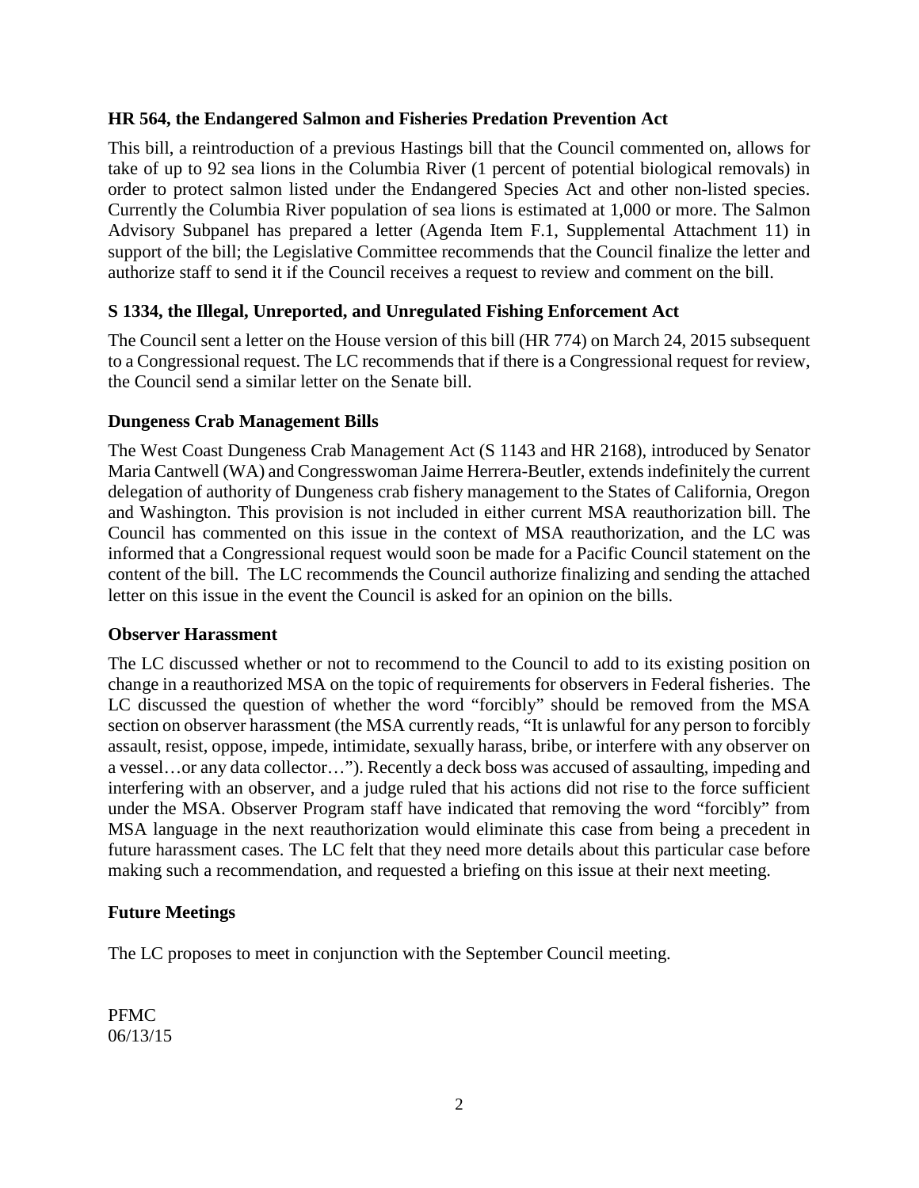### HR 564, the Endangered Salmon and Fisheries Predation Prevention Act

This bill, a reintroduction of a previous Hastings bill that the Council commented on, allows for take of up to 92 sea lions in the Columbia River (1 percent of potential biological removals) in order to protect salmon listed under the Endangered Species Act and other non-listed species. Currently the Columbia River population of sea lions is estimated at 1,000 or more. The Salmon Advisory Subpanel has prepared a letter (Agenda Item F.1, Supplemental Attachment 11) in support of the bill; the Legislative Committee recommends that the Council finalize the letter and authorize staff to send it if the Council receives a request to review and comment on the bill.

### S 1334, the Illegal, Unreported, and Unregulated Fishing Enforcement Act

The Council sent a letter on the House version of this bill (HR 774) on March 24, 2015 subsequent to a Congressional request. The LC recommends that if there is a Congressional request for review, the Council send a similar letter on the Senate bill.

### Dungeness Crab Management Bills

The West Coast Dungeness Crab Management Act (S 1143 and HR 2168), introduced by Senator Maria Cantwell (WA) and Congresswoman Jaime Herrera-Beutler, extends indefinitely the current delegation of authority of Dungeness crab fishery management to the States of California, Oregon and Washington. This provision is not included in either current MSA reauthorization bill. The Council has commented on this issue in the context of MSA reauthorization, and the LC was informed that a Congressional request would soon be made for a Pacific Council statement on the content of the bill. The LC recommends the Council authorize finalizing and sending the attached letter on this issue in the event the Council is asked for an opinion on the bills.

### Observer Harassment

The LC discussed whether or not to recommend to the Council to add to its existing position on change in a reauthorized MSA on the topic of requirements for observers in Federal fisheries. The LC discussed the question of whether the word "forcibly" should be removed from the MSA section on observer harassment (the MSA currently reads, "It is unlawful for any person to forcibly assault, resist, oppose, impede, intimidate, sexually harass, bribe, or interfere with any observer on a vessel…or any data collector…"). Recently a deck boss was accused of assaulting, impeding and interfering with an observer, and a judge ruled that his actions did not rise to the force sufficient under the MSA. Observer Program staff have indicated that removing the word "forcibly" from MSA language in the next reauthorization would eliminate this case from being a precedent in future harassment cases. The LC felt that they need more details about this particular case before making such a recommendation, and requested a briefing on this issue at their next meeting.

### Future Meetings

The LC proposes to meet in conjunction with the September Council meeting.

PFMC
06/13/15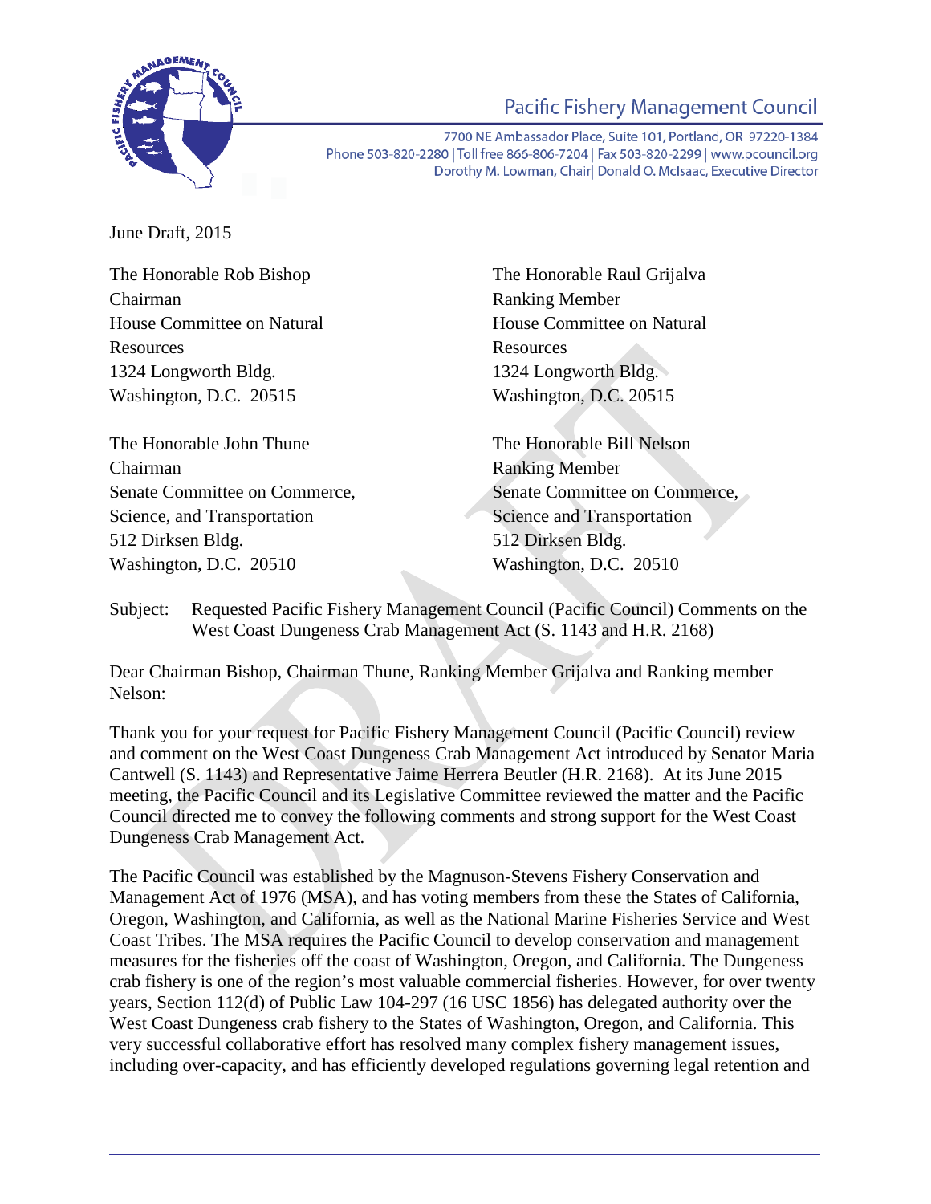# Pacific Fishery Management Council

7700 NE Ambassador Place, Suite 101, Portland, OR 97220-1384
Phone 503-820-2280 | Toll free 866-806-7204 | Fax 503-820-2299 | www.pcouncil.org
Dorothy M. Lowman, Chair| Donald O. McIsaac, Executive Director

June Draft, 2015

The Honorable Rob Bishop
Chairman
House Committee on Natural Resources
1324 Longworth Bldg.
Washington, D.C. 20515

The Honorable Raul Grijalva
Ranking Member
House Committee on Natural Resources
1324 Longworth Bldg.
Washington, D.C. 20515

The Honorable John Thune
Chairman
Senate Committee on Commerce, Science, and Transportation
512 Dirksen Bldg.
Washington, D.C. 20510

The Honorable Bill Nelson
Ranking Member
Senate Committee on Commerce, Science and Transportation
512 Dirksen Bldg.
Washington, D.C. 20510

Subject: Requested Pacific Fishery Management Council (Pacific Council) Comments on the West Coast Dungeness Crab Management Act (S. 1143 and H.R. 2168)

Dear Chairman Bishop, Chairman Thune, Ranking Member Grijalva and Ranking member Nelson:

Thank you for your request for Pacific Fishery Management Council (Pacific Council) review and comment on the West Coast Dungeness Crab Management Act introduced by Senator Maria Cantwell (S. 1143) and Representative Jaime Herrera Beutler (H.R. 2168). At its June 2015 meeting, the Pacific Council and its Legislative Committee reviewed the matter and the Pacific Council directed me to convey the following comments and strong support for the West Coast Dungeness Crab Management Act.

The Pacific Council was established by the Magnuson-Stevens Fishery Conservation and Management Act of 1976 (MSA), and has voting members from these the States of California, Oregon, Washington, and California, as well as the National Marine Fisheries Service and West Coast Tribes. The MSA requires the Pacific Council to develop conservation and management measures for the fisheries off the coast of Washington, Oregon, and California. The Dungeness crab fishery is one of the region's most valuable commercial fisheries. However, for over twenty years, Section 112(d) of Public Law 104-297 (16 USC 1856) has delegated authority over the West Coast Dungeness crab fishery to the States of Washington, Oregon, and California. This very successful collaborative effort has resolved many complex fishery management issues, including over-capacity, and has efficiently developed regulations governing legal retention and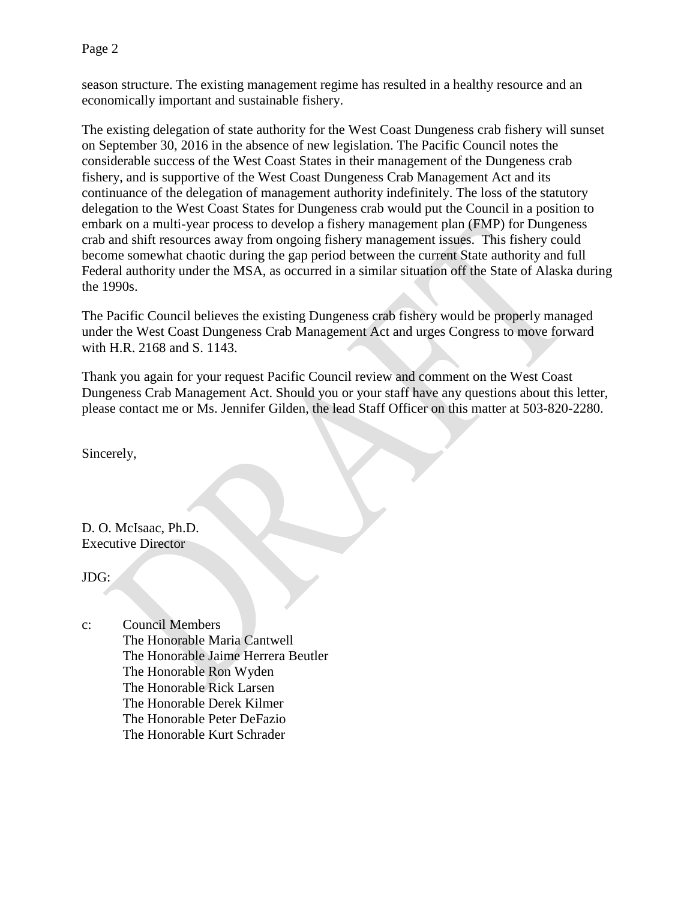season structure. The existing management regime has resulted in a healthy resource and an economically important and sustainable fishery.

The existing delegation of state authority for the West Coast Dungeness crab fishery will sunset on September 30, 2016 in the absence of new legislation. The Pacific Council notes the considerable success of the West Coast States in their management of the Dungeness crab fishery, and is supportive of the West Coast Dungeness Crab Management Act and its continuance of the delegation of management authority indefinitely. The loss of the statutory delegation to the West Coast States for Dungeness crab would put the Council in a position to embark on a multi-year process to develop a fishery management plan (FMP) for Dungeness crab and shift resources away from ongoing fishery management issues. This fishery could become somewhat chaotic during the gap period between the current State authority and full Federal authority under the MSA, as occurred in a similar situation off the State of Alaska during the 1990s.

The Pacific Council believes the existing Dungeness crab fishery would be properly managed under the West Coast Dungeness Crab Management Act and urges Congress to move forward with H.R. 2168 and S. 1143.

Thank you again for your request Pacific Council review and comment on the West Coast Dungeness Crab Management Act. Should you or your staff have any questions about this letter, please contact me or Ms. Jennifer Gilden, the lead Staff Officer on this matter at 503-820-2280.

Sincerely,

D. O. McIsaac, Ph.D.
Executive Director

JDG:

c: Council Members
The Honorable Maria Cantwell
The Honorable Jaime Herrera Beutler
The Honorable Ron Wyden
The Honorable Rick Larsen
The Honorable Derek Kilmer
The Honorable Peter DeFazio
The Honorable Kurt Schrader